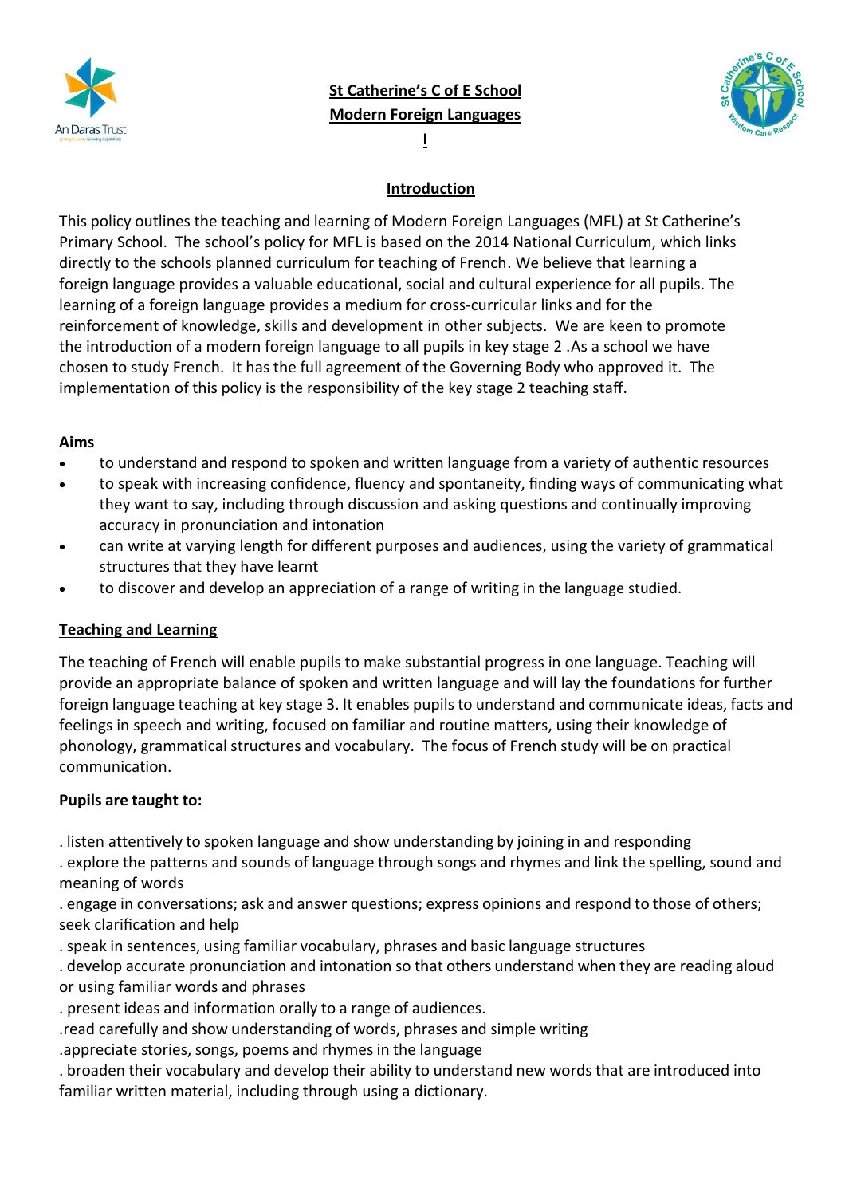# St Catherine's C of E School

# Modern Foreign Languages

I

## Introduction

This policy outlines the teaching and learning of Modern Foreign Languages (MFL) at St Catherine's Primary School. The school's policy for MFL is based on the 2014 National Curriculum, which links directly to the schools planned curriculum for teaching of French. We believe that learning a foreign language provides a valuable educational, social and cultural experience for all pupils. The learning of a foreign language provides a medium for cross-curricular links and for the reinforcement of knowledge, skills and development in other subjects. We are keen to promote the introduction of a modern foreign language to all pupils in key stage 2 .As a school we have chosen to study French. It has the full agreement of the Governing Body who approved it. The implementation of this policy is the responsibility of the key stage 2 teaching staff.

## Aims

- to understand and respond to spoken and written language from a variety of authentic resources
- to speak with increasing confidence, fluency and spontaneity, finding ways of communicating what they want to say, including through discussion and asking questions and continually improving accuracy in pronunciation and intonation
- can write at varying length for different purposes and audiences, using the variety of grammatical structures that they have learnt
- to discover and develop an appreciation of a range of writing in the language studied.

## Teaching and Learning

The teaching of French will enable pupils to make substantial progress in one language. Teaching will provide an appropriate balance of spoken and written language and will lay the foundations for further foreign language teaching at key stage 3. It enables pupils to understand and communicate ideas, facts and feelings in speech and writing, focused on familiar and routine matters, using their knowledge of phonology, grammatical structures and vocabulary. The focus of French study will be on practical communication.

## Pupils are taught to:

. listen attentively to spoken language and show understanding by joining in and responding
. explore the patterns and sounds of language through songs and rhymes and link the spelling, sound and meaning of words
. engage in conversations; ask and answer questions; express opinions and respond to those of others; seek clarification and help
. speak in sentences, using familiar vocabulary, phrases and basic language structures
. develop accurate pronunciation and intonation so that others understand when they are reading aloud or using familiar words and phrases
. present ideas and information orally to a range of audiences.
.read carefully and show understanding of words, phrases and simple writing
.appreciate stories, songs, poems and rhymes in the language
. broaden their vocabulary and develop their ability to understand new words that are introduced into familiar written material, including through using a dictionary.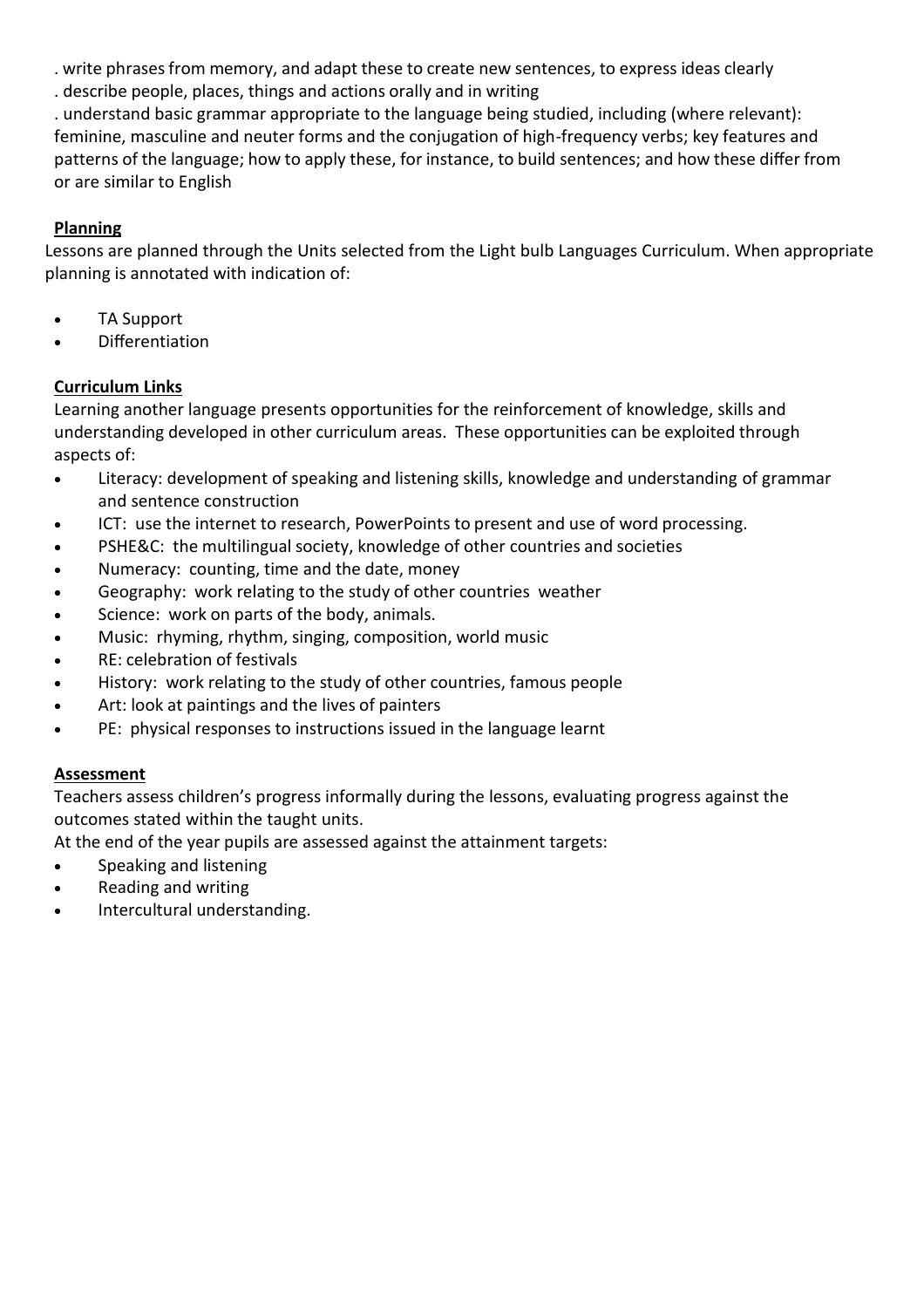. write phrases from memory, and adapt these to create new sentences, to express ideas clearly

. describe people, places, things and actions orally and in writing

. understand basic grammar appropriate to the language being studied, including (where relevant): feminine, masculine and neuter forms and the conjugation of high-frequency verbs; key features and patterns of the language; how to apply these, for instance, to build sentences; and how these differ from or are similar to English

**Planning**

Lessons are planned through the Units selected from the Light bulb Languages Curriculum. When appropriate planning is annotated with indication of:

- TA Support
- Differentiation

**Curriculum Links**

Learning another language presents opportunities for the reinforcement of knowledge, skills and understanding developed in other curriculum areas. These opportunities can be exploited through aspects of:

- Literacy: development of speaking and listening skills, knowledge and understanding of grammar and sentence construction
- ICT: use the internet to research, PowerPoints to present and use of word processing.
- PSHE&C: the multilingual society, knowledge of other countries and societies
- Numeracy: counting, time and the date, money
- Geography: work relating to the study of other countries weather
- Science: work on parts of the body, animals.
- Music: rhyming, rhythm, singing, composition, world music
- RE: celebration of festivals
- History: work relating to the study of other countries, famous people
- Art: look at paintings and the lives of painters
- PE: physical responses to instructions issued in the language learnt

**Assessment**

Teachers assess children's progress informally during the lessons, evaluating progress against the outcomes stated within the taught units.

At the end of the year pupils are assessed against the attainment targets:

- Speaking and listening
- Reading and writing
- Intercultural understanding.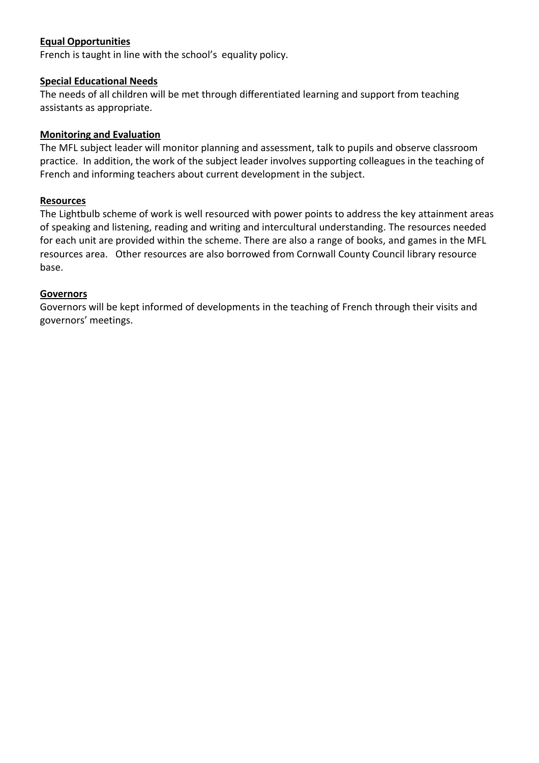**Equal Opportunities**

French is taught in line with the school's equality policy.

**Special Educational Needs**

The needs of all children will be met through differentiated learning and support from teaching assistants as appropriate.

**Monitoring and Evaluation**

The MFL subject leader will monitor planning and assessment, talk to pupils and observe classroom practice. In addition, the work of the subject leader involves supporting colleagues in the teaching of French and informing teachers about current development in the subject.

**Resources**

The Lightbulb scheme of work is well resourced with power points to address the key attainment areas of speaking and listening, reading and writing and intercultural understanding. The resources needed for each unit are provided within the scheme. There are also a range of books, and games in the MFL resources area. Other resources are also borrowed from Cornwall County Council library resource base.

**Governors**

Governors will be kept informed of developments in the teaching of French through their visits and governors' meetings.